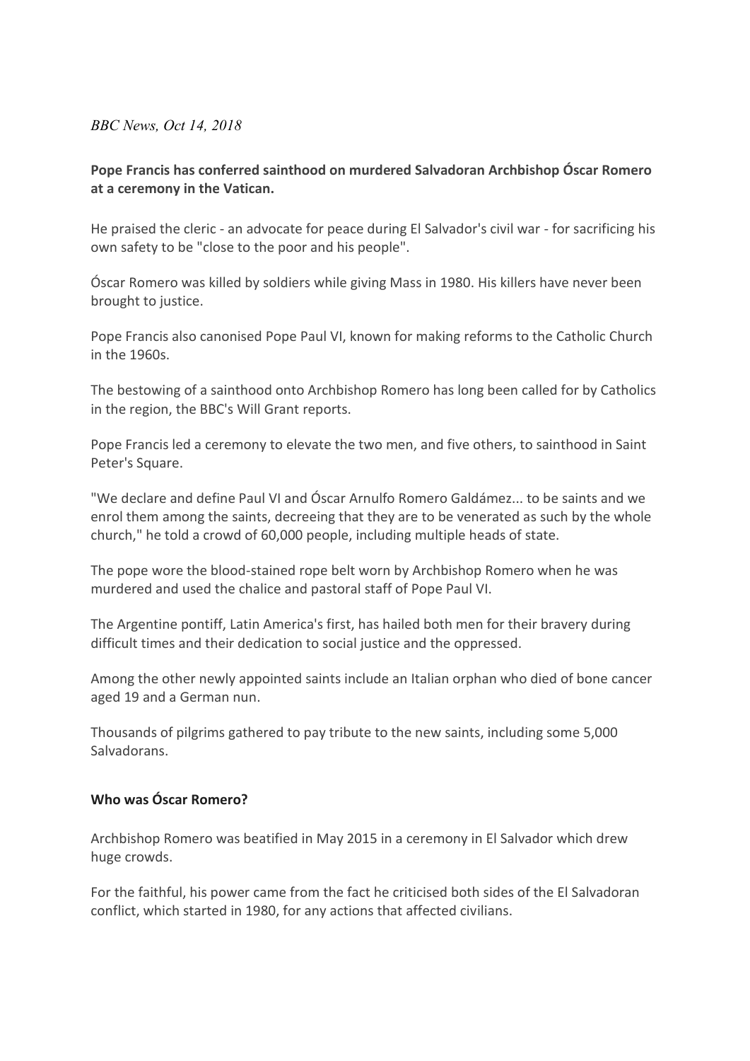*BBC News, Oct 14, 2018*

**Pope Francis has conferred sainthood on murdered Salvadoran Archbishop Óscar Romero at a ceremony in the Vatican.**

He praised the cleric - an advocate for peace during El Salvador's civil war - for sacrificing his own safety to be "close to the poor and his people".

Óscar Romero was killed by soldiers while giving Mass in 1980. His killers have never been brought to justice.

Pope Francis also canonised Pope Paul VI, known for making reforms to the Catholic Church in the 1960s.

The bestowing of a sainthood onto Archbishop Romero has long been called for by Catholics in the region, the BBC's Will Grant reports.

Pope Francis led a ceremony to elevate the two men, and five others, to sainthood in Saint Peter's Square.

"We declare and define Paul VI and Óscar Arnulfo Romero Galdámez... to be saints and we enrol them among the saints, decreeing that they are to be venerated as such by the whole church," he told a crowd of 60,000 people, including multiple heads of state.

The pope wore the blood-stained rope belt worn by Archbishop Romero when he was murdered and used the chalice and pastoral staff of Pope Paul VI.

The Argentine pontiff, Latin America's first, has hailed both men for their bravery during difficult times and their dedication to social justice and the oppressed.

Among the other newly appointed saints include an Italian orphan who died of bone cancer aged 19 and a German nun.

Thousands of pilgrims gathered to pay tribute to the new saints, including some 5,000 Salvadorans.

**Who was Óscar Romero?**

Archbishop Romero was beatified in May 2015 in a ceremony in El Salvador which drew huge crowds.

For the faithful, his power came from the fact he criticised both sides of the El Salvadoran conflict, which started in 1980, for any actions that affected civilians.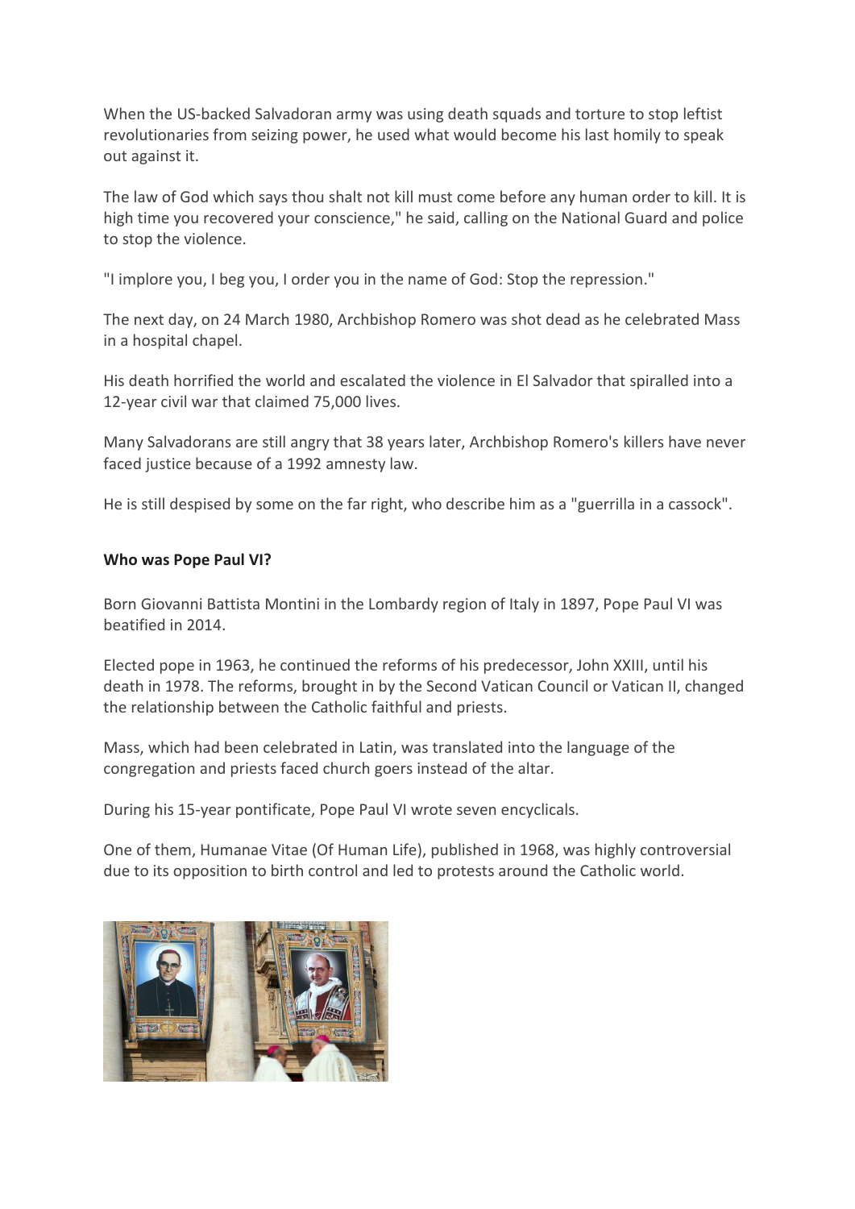When the US-backed Salvadoran army was using death squads and torture to stop leftist revolutionaries from seizing power, he used what would become his last homily to speak out against it.

The law of God which says thou shalt not kill must come before any human order to kill. It is high time you recovered your conscience," he said, calling on the National Guard and police to stop the violence.

"I implore you, I beg you, I order you in the name of God: Stop the repression."

The next day, on 24 March 1980, Archbishop Romero was shot dead as he celebrated Mass in a hospital chapel.

His death horrified the world and escalated the violence in El Salvador that spiralled into a 12-year civil war that claimed 75,000 lives.

Many Salvadorans are still angry that 38 years later, Archbishop Romero's killers have never faced justice because of a 1992 amnesty law.

He is still despised by some on the far right, who describe him as a "guerrilla in a cassock".

**Who was Pope Paul VI?**

Born Giovanni Battista Montini in the Lombardy region of Italy in 1897, Pope Paul VI was beatified in 2014.

Elected pope in 1963, he continued the reforms of his predecessor, John XXIII, until his death in 1978. The reforms, brought in by the Second Vatican Council or Vatican II, changed the relationship between the Catholic faithful and priests.

Mass, which had been celebrated in Latin, was translated into the language of the congregation and priests faced church goers instead of the altar.

During his 15-year pontificate, Pope Paul VI wrote seven encyclicals.

One of them, Humanae Vitae (Of Human Life), published in 1968, was highly controversial due to its opposition to birth control and led to protests around the Catholic world.